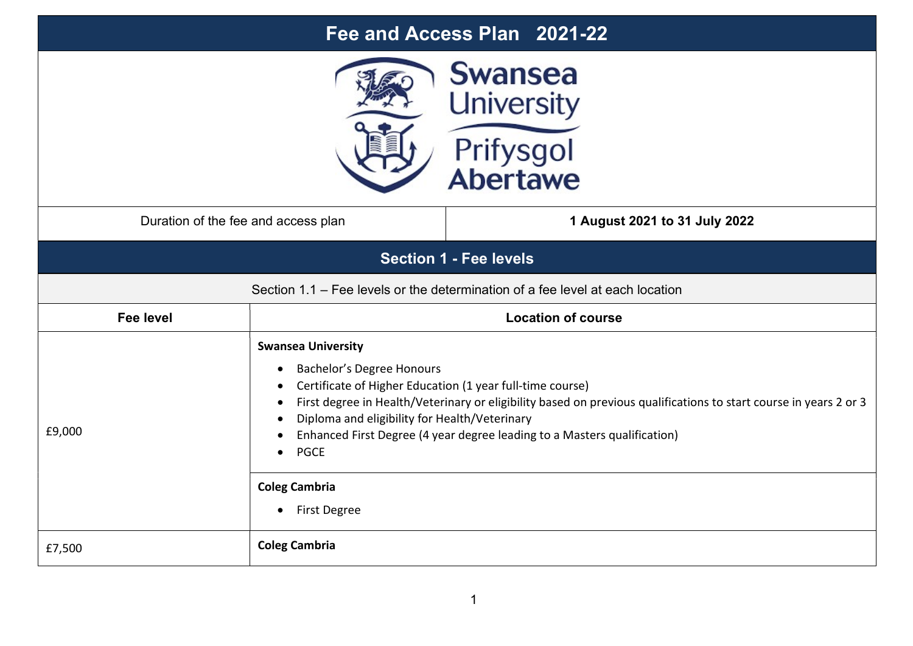# Fee and Access Plan 2021-22

Swansea University
Prifysgol Abertawe

| Duration of the fee and access plan | 1 August 2021 to 31 July 2022 |
|---|---|

## Section 1 - Fee levels

### Section 1.1 – Fee levels or the determination of a fee level at each location

| Fee level | Location of course |
|---|---|
| £9,000 | **Swansea University**<br>• Bachelor's Degree Honours<br>• Certificate of Higher Education (1 year full-time course)<br>• First degree in Health/Veterinary or eligibility based on previous qualifications to start course in years 2 or 3<br>• Diploma and eligibility for Health/Veterinary<br>• Enhanced First Degree (4 year degree leading to a Masters qualification)<br>• PGCE |
| | **Coleg Cambria**<br>• First Degree |
| £7,500 | **Coleg Cambria** |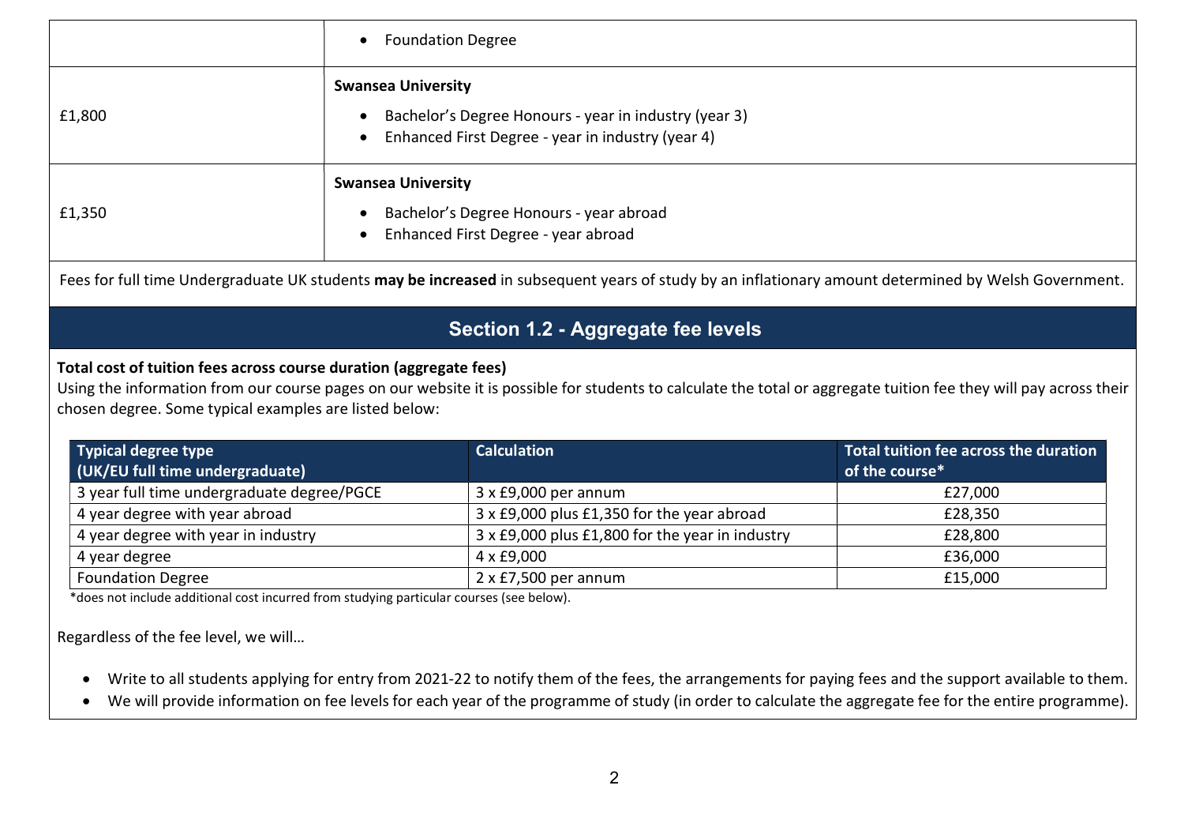| | |
|---|---|
| | • Foundation Degree |
| £1,800 | **Swansea University**<br>• Bachelor's Degree Honours - year in industry (year 3)<br>• Enhanced First Degree - year in industry (year 4) |
| £1,350 | **Swansea University**<br>• Bachelor's Degree Honours - year abroad<br>• Enhanced First Degree - year abroad |

Fees for full time Undergraduate UK students **may be increased** in subsequent years of study by an inflationary amount determined by Welsh Government.

## Section 1.2 - Aggregate fee levels

**Total cost of tuition fees across course duration (aggregate fees)**

Using the information from our course pages on our website it is possible for students to calculate the total or aggregate tuition fee they will pay across their chosen degree. Some typical examples are listed below:

| Typical degree type (UK/EU full time undergraduate) | Calculation | Total tuition fee across the duration of the course* |
|---|---|---|
| 3 year full time undergraduate degree/PGCE | 3 x £9,000 per annum | £27,000 |
| 4 year degree with year abroad | 3 x £9,000 plus £1,350 for the year abroad | £28,350 |
| 4 year degree with year in industry | 3 x £9,000 plus £1,800 for the year in industry | £28,800 |
| 4 year degree | 4 x £9,000 | £36,000 |
| Foundation Degree | 2 x £7,500 per annum | £15,000 |

*does not include additional cost incurred from studying particular courses (see below).

Regardless of the fee level, we will…

- Write to all students applying for entry from 2021-22 to notify them of the fees, the arrangements for paying fees and the support available to them.
- We will provide information on fee levels for each year of the programme of study (in order to calculate the aggregate fee for the entire programme).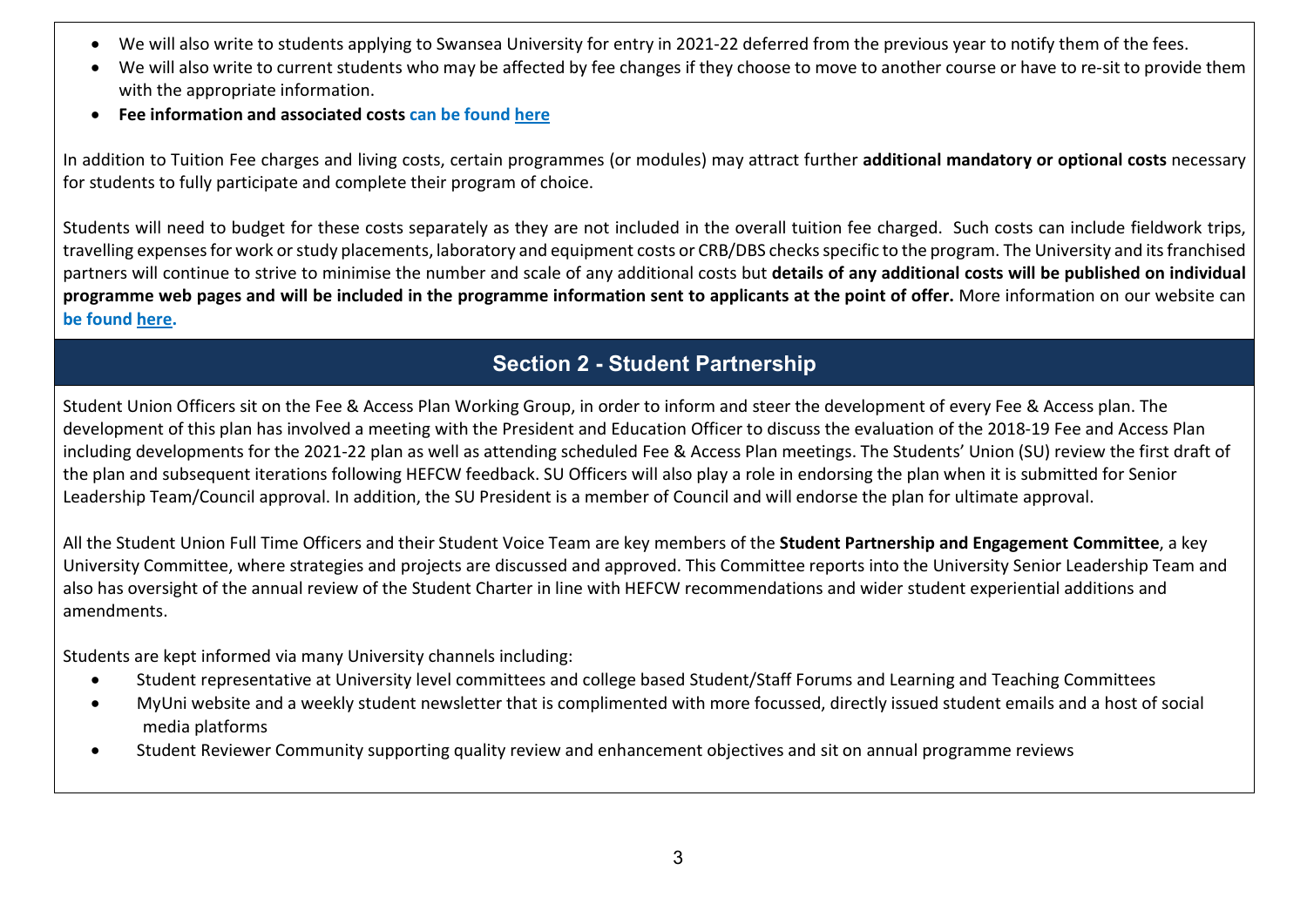- We will also write to students applying to Swansea University for entry in 2021-22 deferred from the previous year to notify them of the fees.
- We will also write to current students who may be affected by fee changes if they choose to move to another course or have to re-sit to provide them with the appropriate information.
- **Fee information and associated costs can be found here**

In addition to Tuition Fee charges and living costs, certain programmes (or modules) may attract further **additional mandatory or optional costs** necessary for students to fully participate and complete their program of choice.

Students will need to budget for these costs separately as they are not included in the overall tuition fee charged. Such costs can include fieldwork trips, travelling expenses for work or study placements, laboratory and equipment costs or CRB/DBS checks specific to the program. The University and its franchised partners will continue to strive to minimise the number and scale of any additional costs but **details of any additional costs will be published on individual programme web pages and will be included in the programme information sent to applicants at the point of offer.** More information on our website can **be found here.**

## Section 2 - Student Partnership

Student Union Officers sit on the Fee & Access Plan Working Group, in order to inform and steer the development of every Fee & Access plan. The development of this plan has involved a meeting with the President and Education Officer to discuss the evaluation of the 2018-19 Fee and Access Plan including developments for the 2021-22 plan as well as attending scheduled Fee & Access Plan meetings. The Students' Union (SU) review the first draft of the plan and subsequent iterations following HEFCW feedback. SU Officers will also play a role in endorsing the plan when it is submitted for Senior Leadership Team/Council approval. In addition, the SU President is a member of Council and will endorse the plan for ultimate approval.

All the Student Union Full Time Officers and their Student Voice Team are key members of the **Student Partnership and Engagement Committee**, a key University Committee, where strategies and projects are discussed and approved. This Committee reports into the University Senior Leadership Team and also has oversight of the annual review of the Student Charter in line with HEFCW recommendations and wider student experiential additions and amendments.

Students are kept informed via many University channels including:

- Student representative at University level committees and college based Student/Staff Forums and Learning and Teaching Committees
- MyUni website and a weekly student newsletter that is complimented with more focussed, directly issued student emails and a host of social media platforms
- Student Reviewer Community supporting quality review and enhancement objectives and sit on annual programme reviews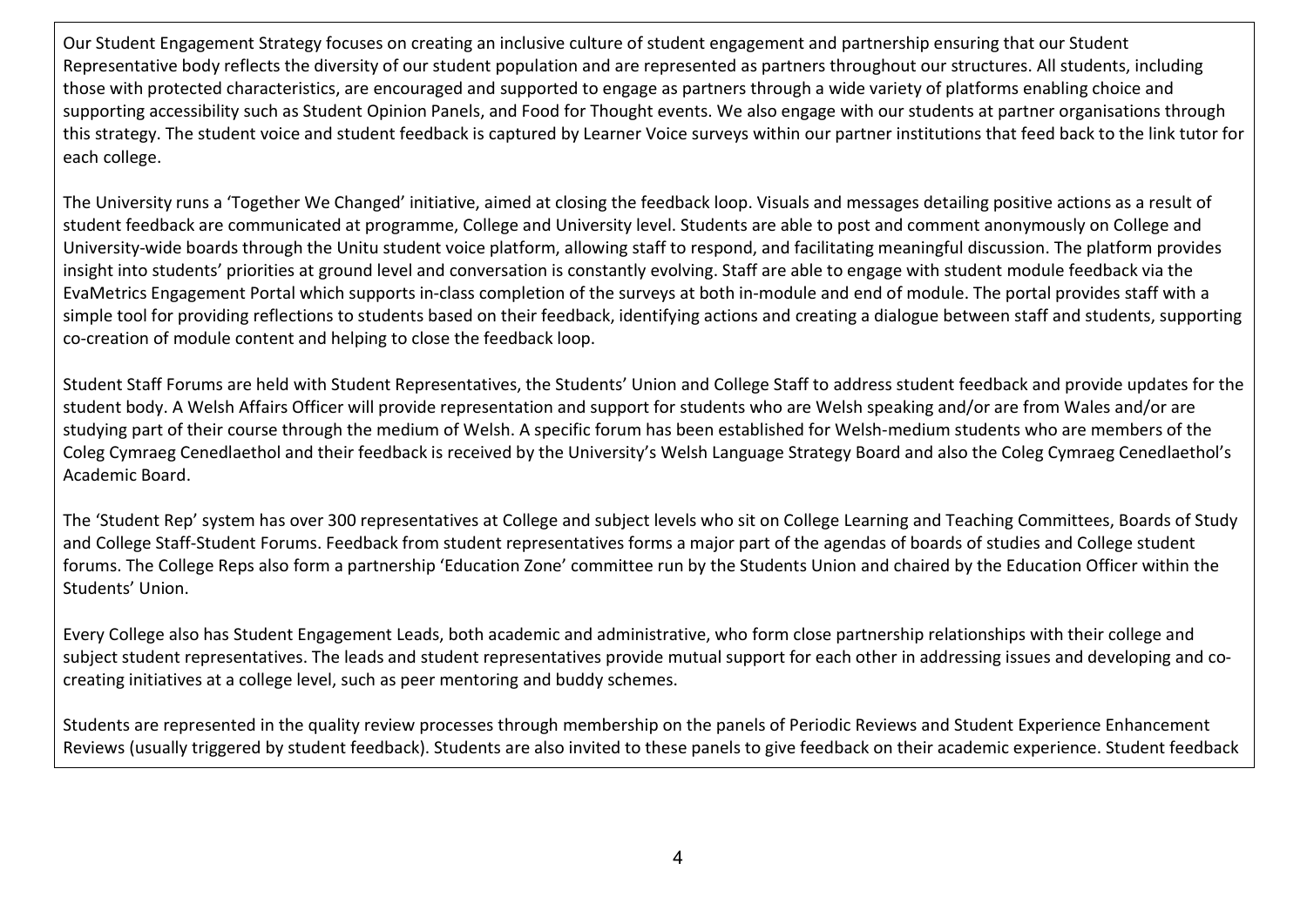Our Student Engagement Strategy focuses on creating an inclusive culture of student engagement and partnership ensuring that our Student Representative body reflects the diversity of our student population and are represented as partners throughout our structures. All students, including those with protected characteristics, are encouraged and supported to engage as partners through a wide variety of platforms enabling choice and supporting accessibility such as Student Opinion Panels, and Food for Thought events. We also engage with our students at partner organisations through this strategy. The student voice and student feedback is captured by Learner Voice surveys within our partner institutions that feed back to the link tutor for each college.

The University runs a 'Together We Changed' initiative, aimed at closing the feedback loop. Visuals and messages detailing positive actions as a result of student feedback are communicated at programme, College and University level. Students are able to post and comment anonymously on College and University-wide boards through the Unitu student voice platform, allowing staff to respond, and facilitating meaningful discussion. The platform provides insight into students' priorities at ground level and conversation is constantly evolving. Staff are able to engage with student module feedback via the EvaMetrics Engagement Portal which supports in-class completion of the surveys at both in-module and end of module. The portal provides staff with a simple tool for providing reflections to students based on their feedback, identifying actions and creating a dialogue between staff and students, supporting co-creation of module content and helping to close the feedback loop.

Student Staff Forums are held with Student Representatives, the Students' Union and College Staff to address student feedback and provide updates for the student body. A Welsh Affairs Officer will provide representation and support for students who are Welsh speaking and/or are from Wales and/or are studying part of their course through the medium of Welsh. A specific forum has been established for Welsh-medium students who are members of the Coleg Cymraeg Cenedlaethol and their feedback is received by the University's Welsh Language Strategy Board and also the Coleg Cymraeg Cenedlaethol's Academic Board.

The 'Student Rep' system has over 300 representatives at College and subject levels who sit on College Learning and Teaching Committees, Boards of Study and College Staff-Student Forums. Feedback from student representatives forms a major part of the agendas of boards of studies and College student forums. The College Reps also form a partnership 'Education Zone' committee run by the Students Union and chaired by the Education Officer within the Students' Union.

Every College also has Student Engagement Leads, both academic and administrative, who form close partnership relationships with their college and subject student representatives. The leads and student representatives provide mutual support for each other in addressing issues and developing and co-creating initiatives at a college level, such as peer mentoring and buddy schemes.

Students are represented in the quality review processes through membership on the panels of Periodic Reviews and Student Experience Enhancement Reviews (usually triggered by student feedback). Students are also invited to these panels to give feedback on their academic experience. Student feedback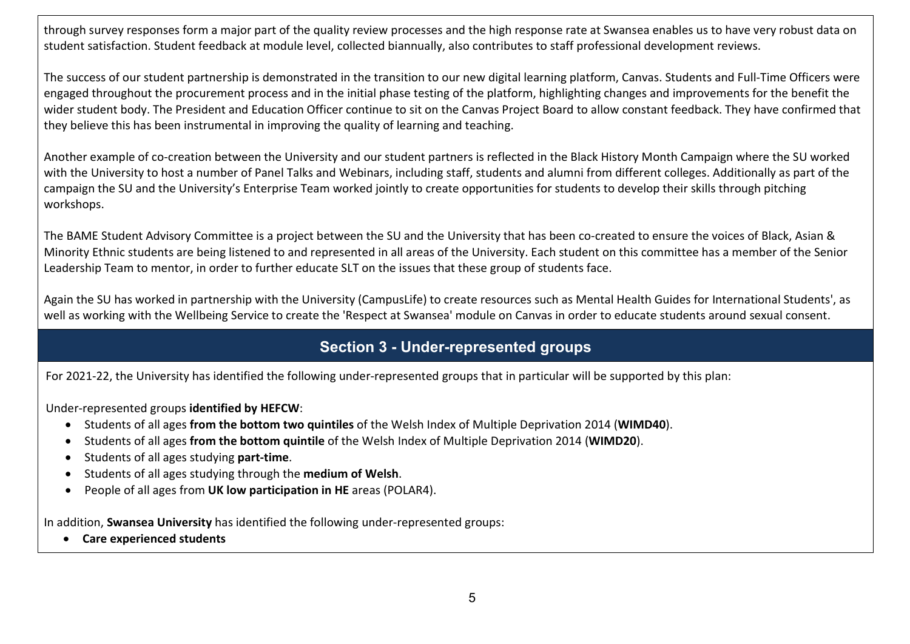through survey responses form a major part of the quality review processes and the high response rate at Swansea enables us to have very robust data on student satisfaction. Student feedback at module level, collected biannually, also contributes to staff professional development reviews.

The success of our student partnership is demonstrated in the transition to our new digital learning platform, Canvas. Students and Full-Time Officers were engaged throughout the procurement process and in the initial phase testing of the platform, highlighting changes and improvements for the benefit the wider student body. The President and Education Officer continue to sit on the Canvas Project Board to allow constant feedback. They have confirmed that they believe this has been instrumental in improving the quality of learning and teaching.

Another example of co-creation between the University and our student partners is reflected in the Black History Month Campaign where the SU worked with the University to host a number of Panel Talks and Webinars, including staff, students and alumni from different colleges. Additionally as part of the campaign the SU and the University's Enterprise Team worked jointly to create opportunities for students to develop their skills through pitching workshops.

The BAME Student Advisory Committee is a project between the SU and the University that has been co-created to ensure the voices of Black, Asian & Minority Ethnic students are being listened to and represented in all areas of the University. Each student on this committee has a member of the Senior Leadership Team to mentor, in order to further educate SLT on the issues that these group of students face.

Again the SU has worked in partnership with the University (CampusLife) to create resources such as Mental Health Guides for International Students', as well as working with the Wellbeing Service to create the 'Respect at Swansea' module on Canvas in order to educate students around sexual consent.

## Section 3 - Under-represented groups

For 2021-22, the University has identified the following under-represented groups that in particular will be supported by this plan:

Under-represented groups **identified by HEFCW**:

- Students of all ages **from the bottom two quintiles** of the Welsh Index of Multiple Deprivation 2014 (**WIMD40**).
- Students of all ages **from the bottom quintile** of the Welsh Index of Multiple Deprivation 2014 (**WIMD20**).
- Students of all ages studying **part-time**.
- Students of all ages studying through the **medium of Welsh**.
- People of all ages from **UK low participation in HE** areas (POLAR4).

In addition, **Swansea University** has identified the following under-represented groups:

- **Care experienced students**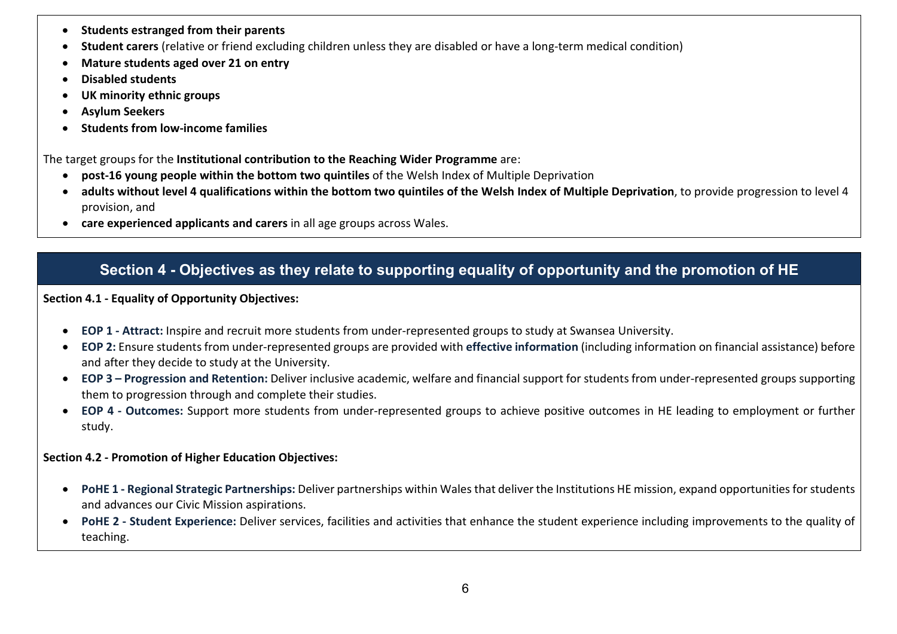- **Students estranged from their parents**
- **Student carers** (relative or friend excluding children unless they are disabled or have a long-term medical condition)
- **Mature students aged over 21 on entry**
- **Disabled students**
- **UK minority ethnic groups**
- **Asylum Seekers**
- **Students from low-income families**

The target groups for the **Institutional contribution to the Reaching Wider Programme** are:

- **post-16 young people within the bottom two quintiles** of the Welsh Index of Multiple Deprivation
- **adults without level 4 qualifications within the bottom two quintiles of the Welsh Index of Multiple Deprivation**, to provide progression to level 4 provision, and
- **care experienced applicants and carers** in all age groups across Wales.

## Section 4 - Objectives as they relate to supporting equality of opportunity and the promotion of HE

**Section 4.1 - Equality of Opportunity Objectives:**

- **EOP 1 - Attract:** Inspire and recruit more students from under-represented groups to study at Swansea University.
- **EOP 2:** Ensure students from under-represented groups are provided with **effective information** (including information on financial assistance) before and after they decide to study at the University.
- **EOP 3 – Progression and Retention:** Deliver inclusive academic, welfare and financial support for students from under-represented groups supporting them to progression through and complete their studies.
- **EOP 4 - Outcomes:** Support more students from under-represented groups to achieve positive outcomes in HE leading to employment or further study.

**Section 4.2 - Promotion of Higher Education Objectives:**

- **PoHE 1 - Regional Strategic Partnerships:** Deliver partnerships within Wales that deliver the Institutions HE mission, expand opportunities for students and advances our Civic Mission aspirations.
- **PoHE 2 - Student Experience:** Deliver services, facilities and activities that enhance the student experience including improvements to the quality of teaching.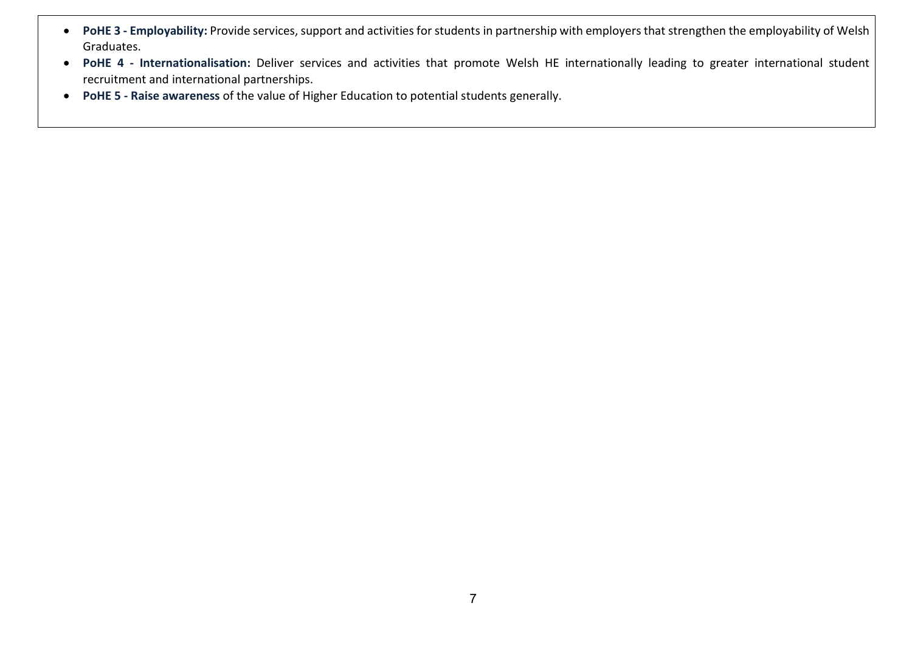- **PoHE 3 - Employability:** Provide services, support and activities for students in partnership with employers that strengthen the employability of Welsh Graduates.
- **PoHE 4 - Internationalisation:** Deliver services and activities that promote Welsh HE internationally leading to greater international student recruitment and international partnerships.
- **PoHE 5 - Raise awareness** of the value of Higher Education to potential students generally.